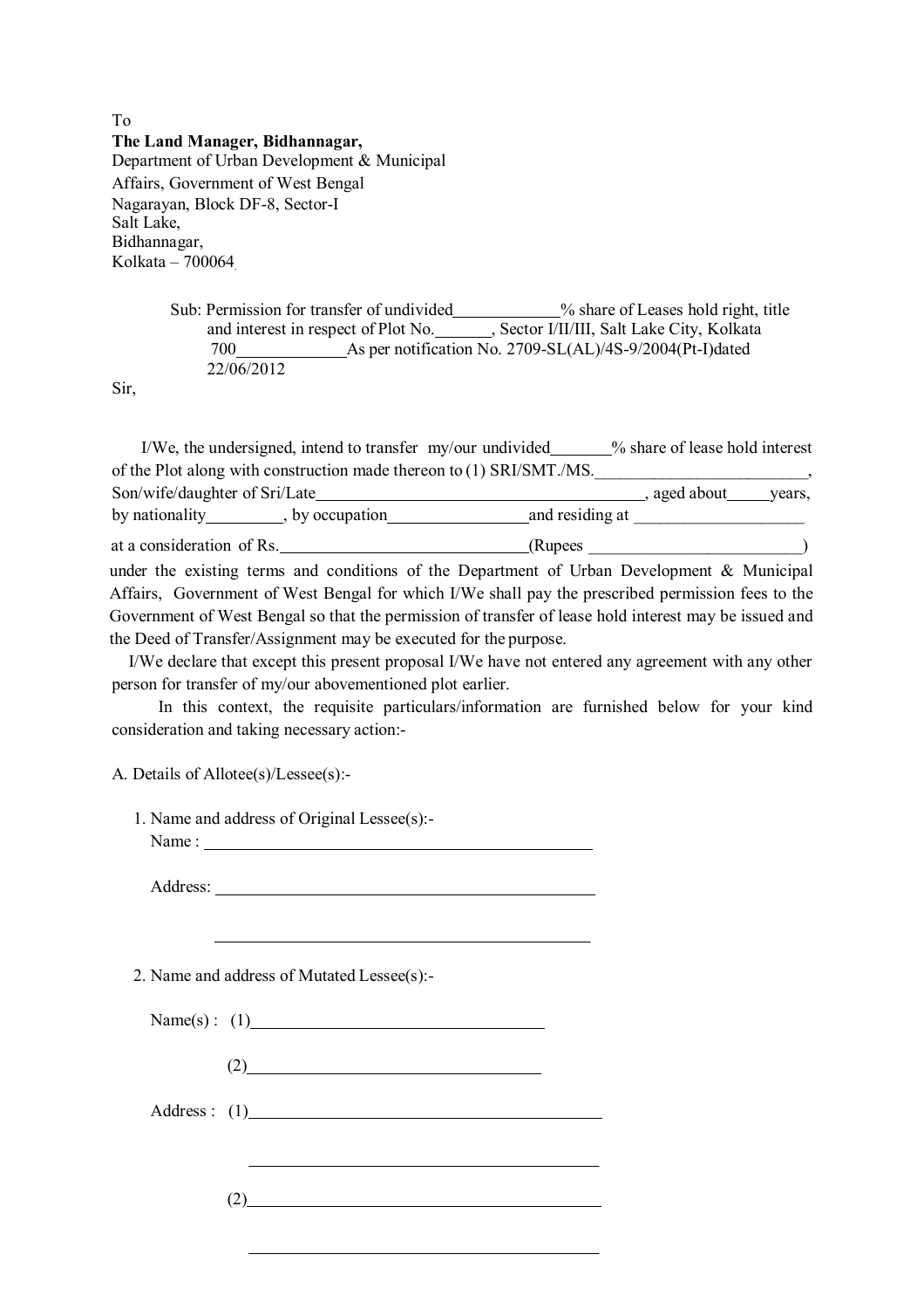To

**The Land Manager, Bidhannagar,**
Department of Urban Development & Municipal Affairs, Government of West Bengal
Nagarayan, Block DF-8, Sector-I
Salt Lake,
Bidhannagar,
Kolkata – 700064.

Sub: Permission for transfer of undivided____________% share of Leases hold right, title and interest in respect of Plot No.______, Sector I/II/III, Salt Lake City, Kolkata 700____________As per notification No. 2709-SL(AL)/4S-9/2004(Pt-I)dated 22/06/2012

Sir,

I/We, the undersigned, intend to transfer my/our undivided_______% share of lease hold interest of the Plot along with construction made thereon to (1) SRI/SMT./MS.________________________, Son/wife/daughter of Sri/Late______________________________________, aged about_____years, by nationality_________, by occupation________________and residing at ____________________

at a consideration of Rs.____________________________(Rupees ________________________)
under the existing terms and conditions of the Department of Urban Development & Municipal Affairs, Government of West Bengal for which I/We shall pay the prescribed permission fees to the Government of West Bengal so that the permission of transfer of lease hold interest may be issued and the Deed of Transfer/Assignment may be executed for the purpose.

I/We declare that except this present proposal I/We have not entered any agreement with any other person for transfer of my/our abovementioned plot earlier.

In this context, the requisite particulars/information are furnished below for your kind consideration and taking necessary action:-

A. Details of Allotee(s)/Lessee(s):-

1. Name and address of Original Lessee(s):-
   Name : ____________________________________________

   Address: ____________________________________________

   ____________________________________________

2. Name and address of Mutated Lessee(s):-

   Name(s) : (1)____________________________________

   (2)____________________________________

   Address : (1)____________________________________________

   ____________________________________________

   (2)____________________________________________

   ____________________________________________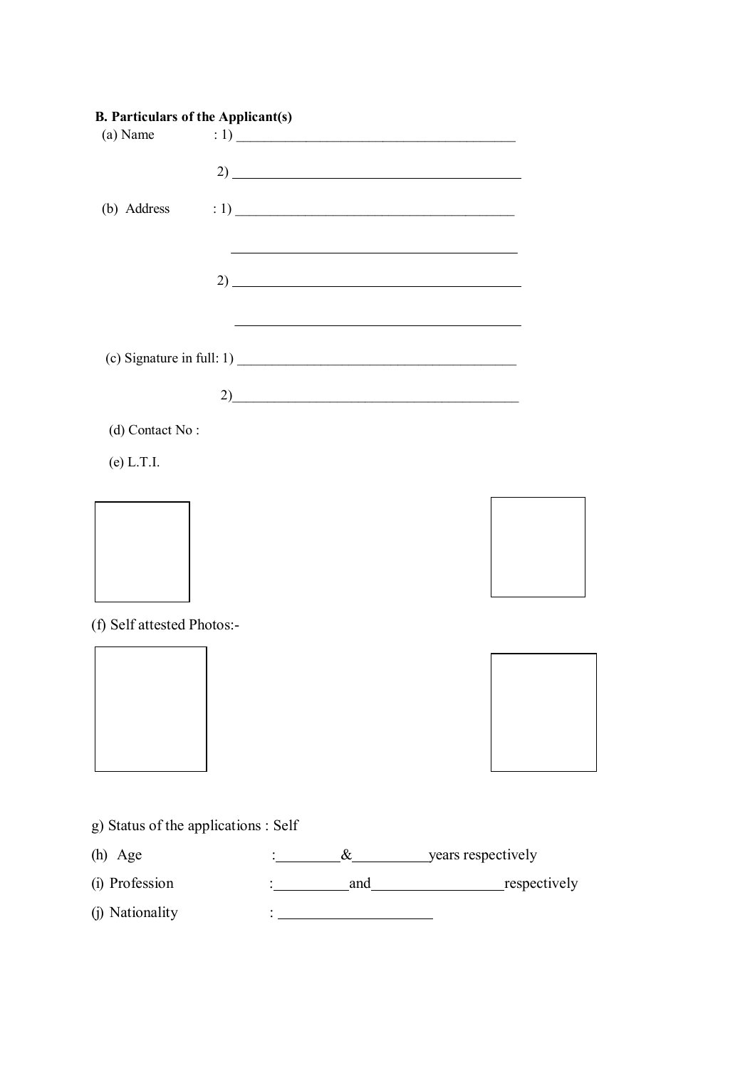**B. Particulars of the Applicant(s)**

(a) Name : 1) ________________________________________

2) ________________________________________

(b) Address : 1) ________________________________________

________________________________________

2) ________________________________________

________________________________________

(c) Signature in full: 1) ________________________________________

2) ________________________________________

(d) Contact No :

(e) L.T.I.

(f) Self attested Photos:-

g) Status of the applications : Self

(h) Age : ________ & __________ years respectively

(i) Profession : __________ and _________________ respectively

(j) Nationality : ____________________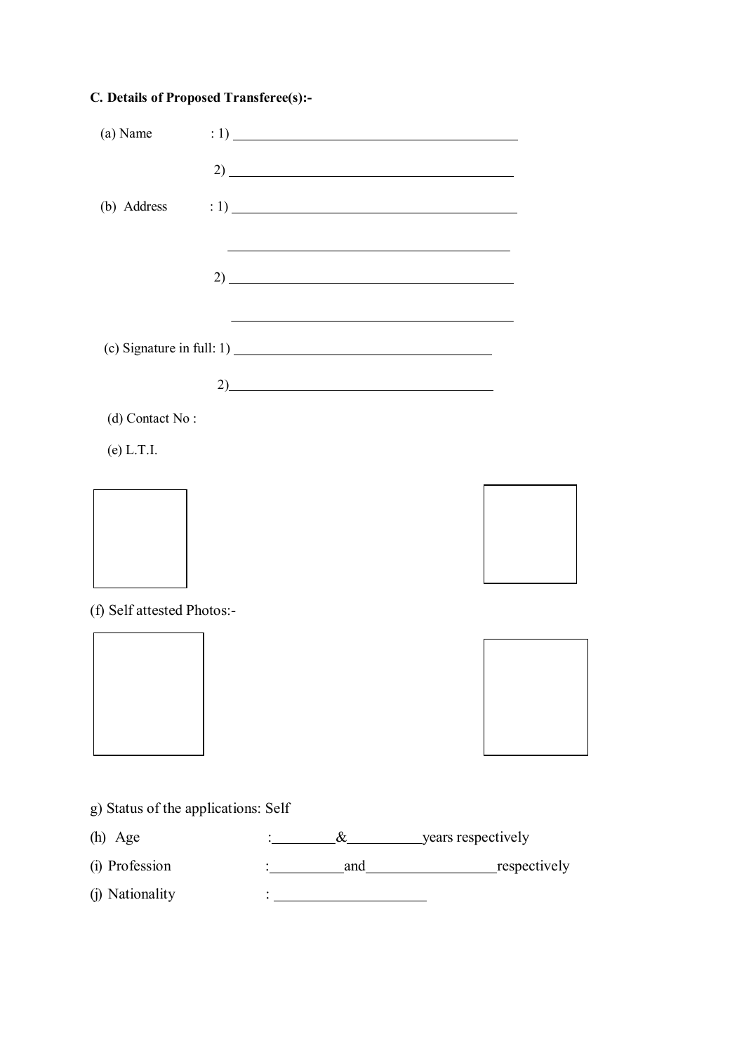**C. Details of Proposed Transferee(s):-**

(a) Name : 1) ________________________________________

2) ________________________________________

(b) Address : 1) ________________________________________

________________________________________

2) ________________________________________

________________________________________

(c) Signature in full: 1) ____________________________________

2)____________________________________

(d) Contact No :

(e) L.T.I.

(f) Self attested Photos:-

g) Status of the applications: Self

(h) Age :_________&__________years respectively

(i) Profession :__________and_________________respectively

(j) Nationality : ____________________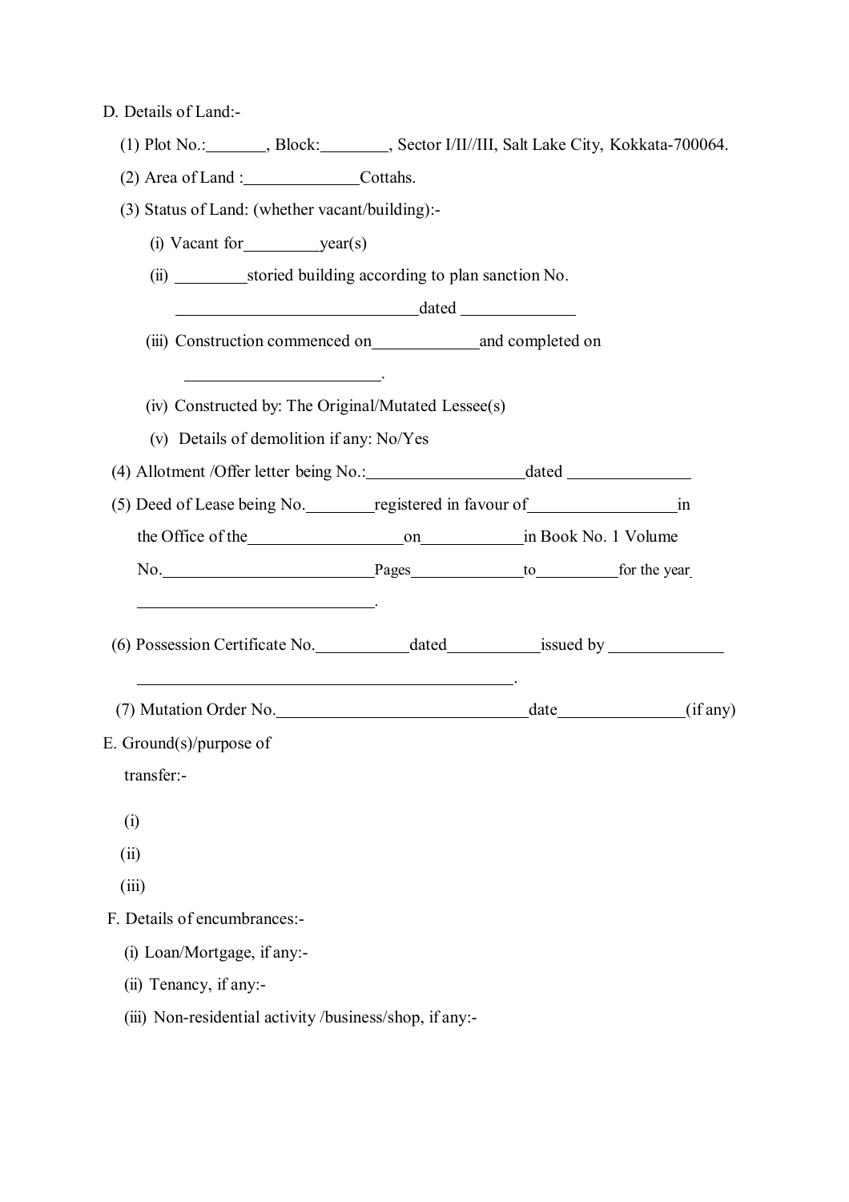D. Details of Land:-

(1) Plot No.:_______, Block:________, Sector I/II//III, Salt Lake City, Kokkata-700064.

(2) Area of Land :______________Cottahs.

(3) Status of Land: (whether vacant/building):-

(i) Vacant for_________year(s)

(ii) _________storied building according to plan sanction No. ______________________________dated ______________

(iii) Construction commenced on_____________and completed on ________________________.

(iv) Constructed by: The Original/Mutated Lessee(s)

(v) Details of demolition if any: No/Yes

(4) Allotment /Offer letter being No.:___________________dated _______________

(5) Deed of Lease being No.________registered in favour of__________________in the Office of the___________________on____________in Book No. 1 Volume No.__________________________Pages______________to__________for the year ______________________________.

(6) Possession Certificate No.___________dated___________issued by ______________ ______________________________________________.

(7) Mutation Order No.______________________________date_______________(if any)

E. Ground(s)/purpose of transfer:-

(i)

(ii)

(iii)

F. Details of encumbrances:-

(i) Loan/Mortgage, if any:-

(ii) Tenancy, if any:-

(iii) Non-residential activity /business/shop, if any:-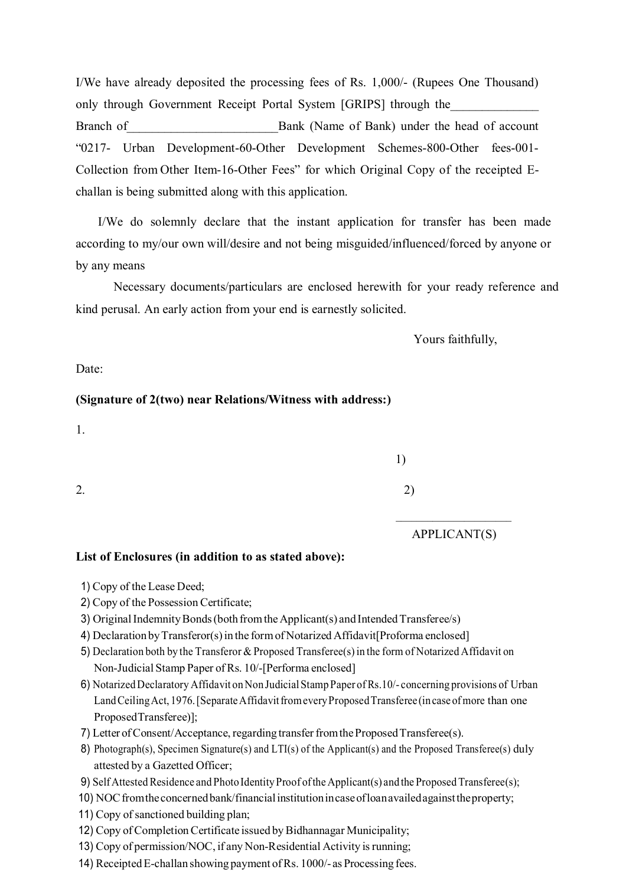I/We have already deposited the processing fees of Rs. 1,000/- (Rupees One Thousand) only through Government Receipt Portal System [GRIPS] through the______________ Branch of________________________Bank (Name of Bank) under the head of account "0217- Urban Development-60-Other Development Schemes-800-Other fees-001-Collection from Other Item-16-Other Fees" for which Original Copy of the receipted E-challan is being submitted along with this application.

I/We do solemnly declare that the instant application for transfer has been made according to my/our own will/desire and not being misguided/influenced/forced by anyone or by any means

Necessary documents/particulars are enclosed herewith for your ready reference and kind perusal. An early action from your end is earnestly solicited.

Yours faithfully,

Date:

**(Signature of 2(two) near Relations/Witness with address:)**

1.

1)

2.

2)

___________________

APPLICANT(S)

**List of Enclosures (in addition to as stated above):**

1) Copy of the Lease Deed;
2) Copy of the Possession Certificate;
3) Original Indemnity Bonds (both from the Applicant(s) and Intended Transferee/s)
4) Declaration by Transferor(s) in the form of Notarized Affidavit[Proforma enclosed]
5) Declaration both by the Transferor & Proposed Transferee(s) in the form of Notarized Affidavit on Non-Judicial Stamp Paper of Rs. 10/-[Performa enclosed]
6) Notarized Declaratory Affidavit on Non Judicial Stamp Paper of Rs.10/- concerning provisions of Urban Land Ceiling Act, 1976. [Separate Affidavit from every Proposed Transferee (in case of more than one Proposed Transferee)];
7) Letter of Consent/Acceptance, regarding transfer from the Proposed Transferee(s).
8) Photograph(s), Specimen Signature(s) and LTI(s) of the Applicant(s) and the Proposed Transferee(s) duly attested by a Gazetted Officer;
9) Self Attested Residence and Photo Identity Proof of the Applicant(s) and the Proposed Transferee(s);
10) NOC from the concerned bank/financial institution in case of loan availed against the property;
11) Copy of sanctioned building plan;
12) Copy of Completion Certificate issued by Bidhannagar Municipality;
13) Copy of permission/NOC, if any Non-Residential Activity is running;
14) Receipted E-challan showing payment of Rs. 1000/- as Processing fees.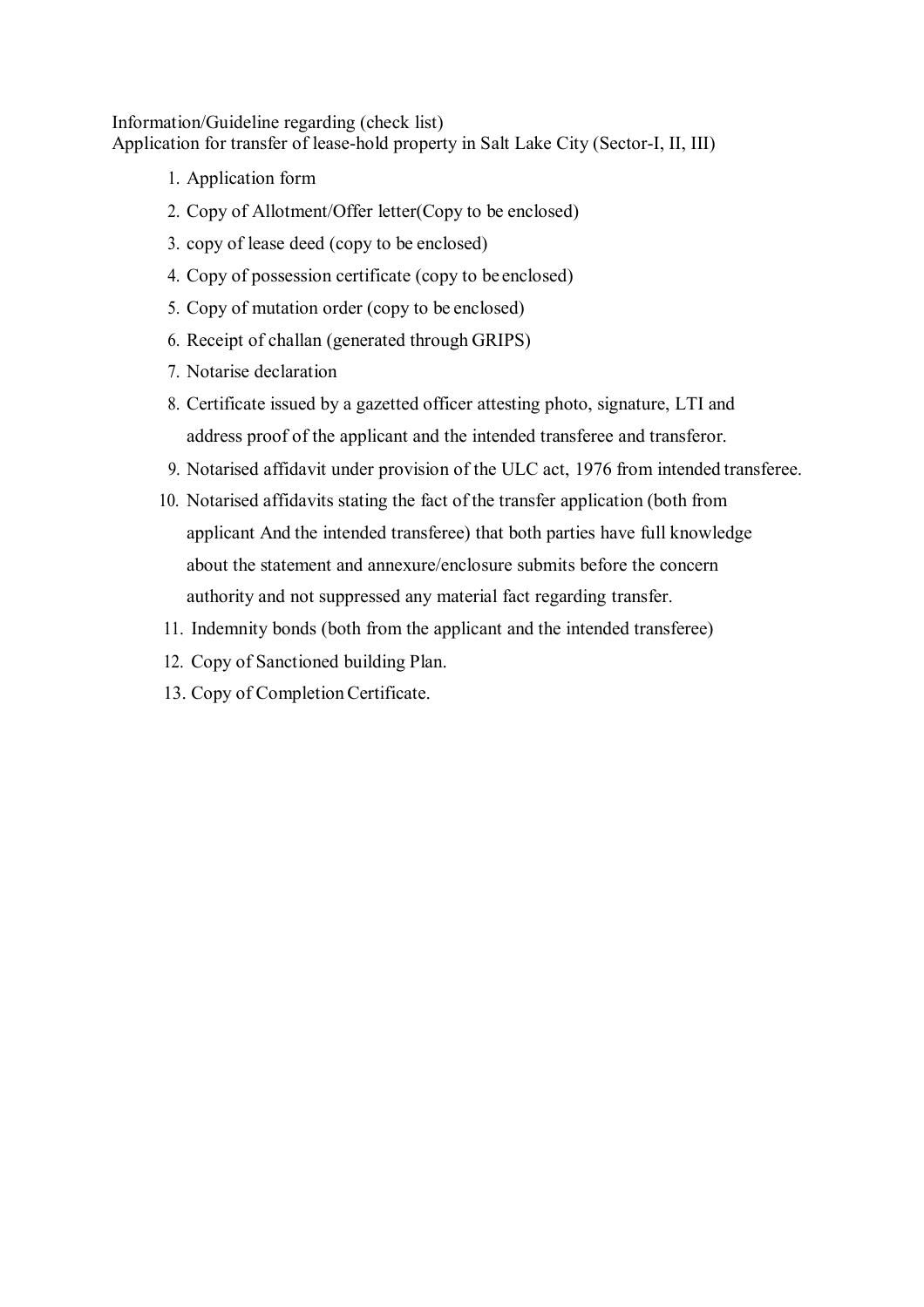Information/Guideline regarding (check list)
Application for transfer of lease-hold property in Salt Lake City (Sector-I, II, III)

1. Application form
2. Copy of Allotment/Offer letter(Copy to be enclosed)
3. copy of lease deed (copy to be enclosed)
4. Copy of possession certificate (copy to be enclosed)
5. Copy of mutation order (copy to be enclosed)
6. Receipt of challan (generated through GRIPS)
7. Notarise declaration
8. Certificate issued by a gazetted officer attesting photo, signature, LTI and address proof of the applicant and the intended transferee and transferor.
9. Notarised affidavit under provision of the ULC act, 1976 from intended transferee.
10. Notarised affidavits stating the fact of the transfer application (both from applicant And the intended transferee) that both parties have full knowledge about the statement and annexure/enclosure submits before the concern authority and not suppressed any material fact regarding transfer.
11. Indemnity bonds (both from the applicant and the intended transferee)
12. Copy of Sanctioned building Plan.
13. Copy of Completion Certificate.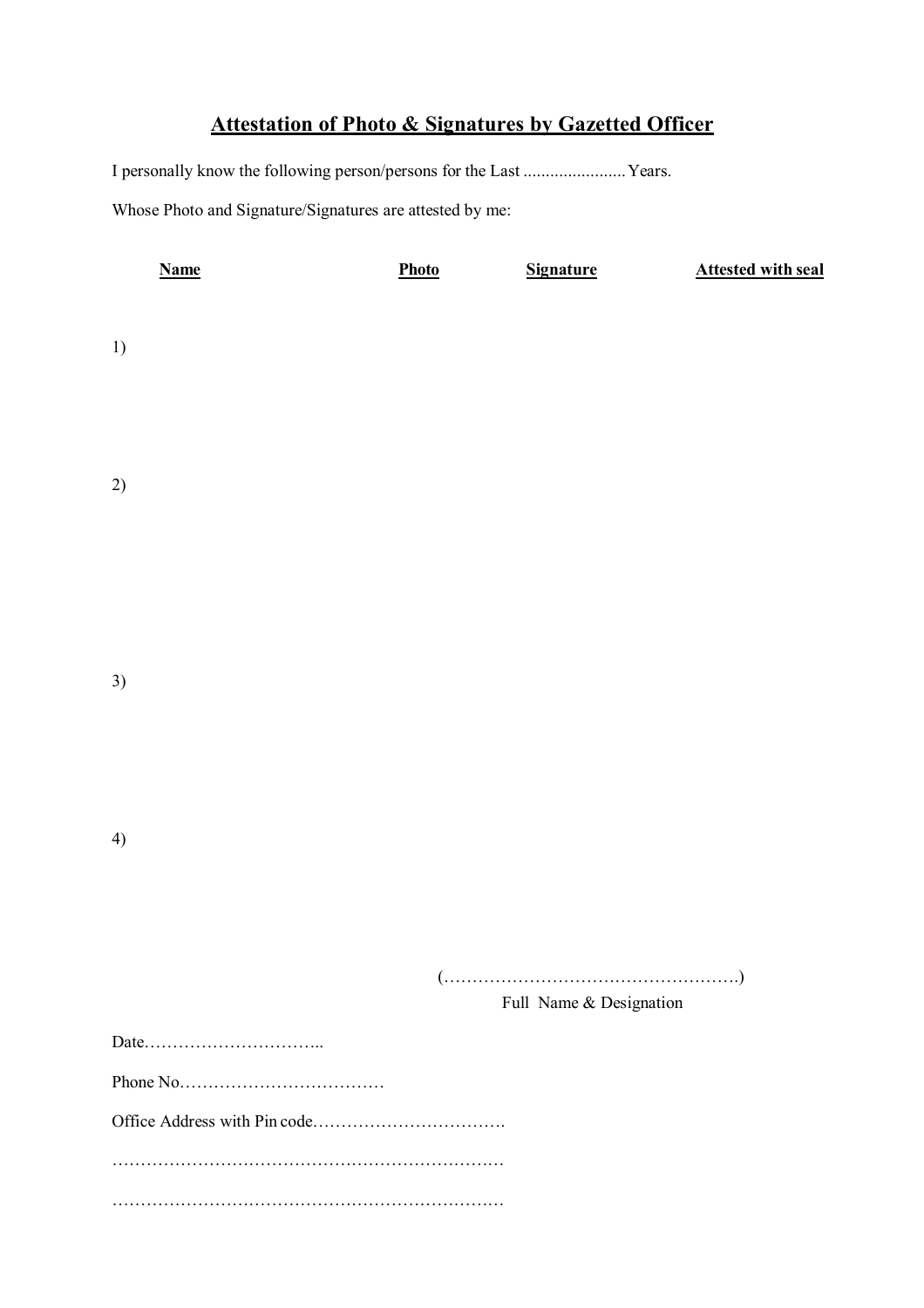# Attestation of Photo & Signatures by Gazetted Officer

I personally know the following person/persons for the Last ...................... Years.

Whose Photo and Signature/Signatures are attested by me:

| Name | Photo | Signature | Attested with seal |
|---|---|---|---|
| 1) | | | |
| 2) | | | |
| 3) | | | |
| 4) | | | |

(……………………………………………)
Full Name & Designation

Date…………………………..

Phone No………………………………

Office Address with Pin code…………………………….

……………………………………………………………

……………………………………………………………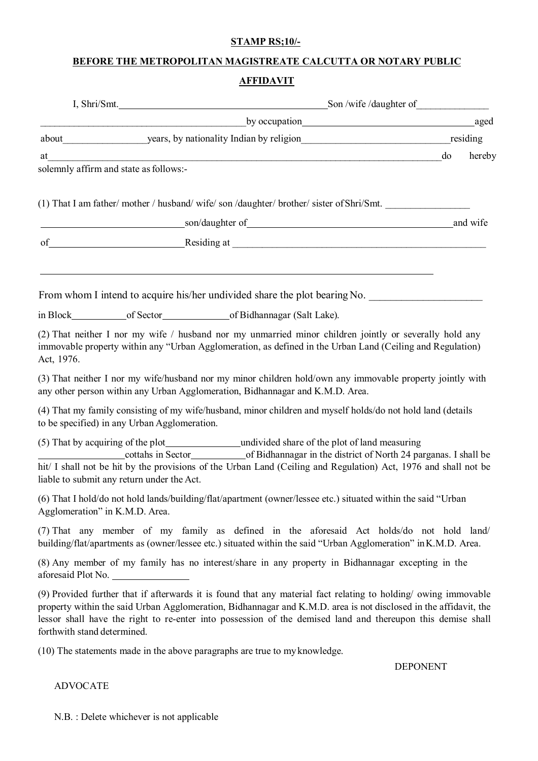**STAMP RS;10/-**

**BEFORE THE METROPOLITAN MAGISTREATE CALCUTTA OR NOTARY PUBLIC**

**AFFIDAVIT**

I, Shri/Smt.\_\_\_\_\_\_\_\_\_\_\_\_\_\_\_\_\_\_\_\_\_\_\_\_\_\_\_\_\_\_\_\_\_\_\_\_\_\_\_\_\_Son /wife /daughter of\_\_\_\_\_\_\_\_\_\_\_\_\_\_\_ \_\_\_\_\_\_\_\_\_\_\_\_\_\_\_\_\_\_\_\_\_\_\_\_\_\_\_\_\_\_\_\_\_\_\_\_\_\_\_\_\_\_by occupation\_\_\_\_\_\_\_\_\_\_\_\_\_\_\_\_\_\_\_\_\_\_\_\_\_\_\_\_\_\_\_\_\_\_\_\_aged about\_\_\_\_\_\_\_\_\_\_\_\_\_\_\_\_\_years, by nationality Indian by religion\_\_\_\_\_\_\_\_\_\_\_\_\_\_\_\_\_\_\_\_\_\_\_\_\_\_\_\_\_\_\_residing at\_\_\_\_\_\_\_\_\_\_\_\_\_\_\_\_\_\_\_\_\_\_\_\_\_\_\_\_\_\_\_\_\_\_\_\_\_\_\_\_\_\_\_\_\_\_\_\_\_\_\_\_\_\_\_\_\_\_\_\_\_\_\_\_\_\_\_\_\_\_\_\_\_\_\_\_\_\_\_\_\_\_do hereby solemnly affirm and state as follows:-

(1) That I am father/ mother / husband/ wife/ son /daughter/ brother/ sister of Shri/Smt. \_\_\_\_\_\_\_\_\_\_\_\_\_\_\_\_\_ \_\_\_\_\_\_\_\_\_\_\_\_\_\_\_\_\_\_\_\_\_\_\_\_\_\_\_\_\_\_son/daughter of\_\_\_\_\_\_\_\_\_\_\_\_\_\_\_\_\_\_\_\_\_\_\_\_\_\_\_\_\_\_\_\_\_\_\_\_\_\_\_\_\_\_\_and wife of\_\_\_\_\_\_\_\_\_\_\_\_\_\_\_\_\_\_\_\_\_\_\_\_\_\_\_Residing at \_\_\_\_\_\_\_\_\_\_\_\_\_\_\_\_\_\_\_\_\_\_\_\_\_\_\_\_\_\_\_\_\_\_\_\_\_\_\_\_\_\_\_\_\_\_\_\_\_\_\_\_\_

\_\_\_\_\_\_\_\_\_\_\_\_\_\_\_\_\_\_\_\_\_\_\_\_\_\_\_\_\_\_\_\_\_\_\_\_\_\_\_\_\_\_\_\_\_\_\_\_\_\_\_\_\_\_\_\_\_\_\_\_\_\_\_\_\_\_\_\_\_\_\_\_\_\_\_\_\_\_\_

From whom I intend to acquire his/her undivided share the plot bearing No. \_\_\_\_\_\_\_\_\_\_\_\_\_\_\_\_\_\_\_\_\_\_ in Block\_\_\_\_\_\_\_\_\_\_\_of Sector\_\_\_\_\_\_\_\_\_\_\_\_\_\_of Bidhannagar (Salt Lake).

(2) That neither I nor my wife / husband nor my unmarried minor children jointly or severally hold any immovable property within any "Urban Agglomeration, as defined in the Urban Land (Ceiling and Regulation) Act, 1976.

(3) That neither I nor my wife/husband nor my minor children hold/own any immovable property jointly with any other person within any Urban Agglomeration, Bidhannagar and K.M.D. Area.

(4) That my family consisting of my wife/husband, minor children and myself holds/do not hold land (details to be specified) in any Urban Agglomeration.

(5) That by acquiring of the plot\_\_\_\_\_\_\_\_\_\_\_\_\_\_\_undivided share of the plot of land measuring \_\_\_\_\_\_\_\_\_\_\_\_\_\_\_\_\_cottahs in Sector\_\_\_\_\_\_\_\_\_\_\_of Bidhannagar in the district of North 24 parganas. I shall be hit/ I shall not be hit by the provisions of the Urban Land (Ceiling and Regulation) Act, 1976 and shall not be liable to submit any return under the Act.

(6) That I hold/do not hold lands/building/flat/apartment (owner/lessee etc.) situated within the said "Urban Agglomeration" in K.M.D. Area.

(7) That any member of my family as defined in the aforesaid Act holds/do not hold land/ building/flat/apartments as (owner/lessee etc.) situated within the said "Urban Agglomeration" in K.M.D. Area.

(8) Any member of my family has no interest/share in any property in Bidhannagar excepting in the aforesaid Plot No. \_\_\_\_\_\_\_\_\_\_\_\_\_\_\_\_

(9) Provided further that if afterwards it is found that any material fact relating to holding/ owing immovable property within the said Urban Agglomeration, Bidhannagar and K.M.D. area is not disclosed in the affidavit, the lessor shall have the right to re-enter into possession of the demised land and thereupon this demise shall forthwith stand determined.

(10) The statements made in the above paragraphs are true to my knowledge.

DEPONENT

ADVOCATE

N.B. : Delete whichever is not applicable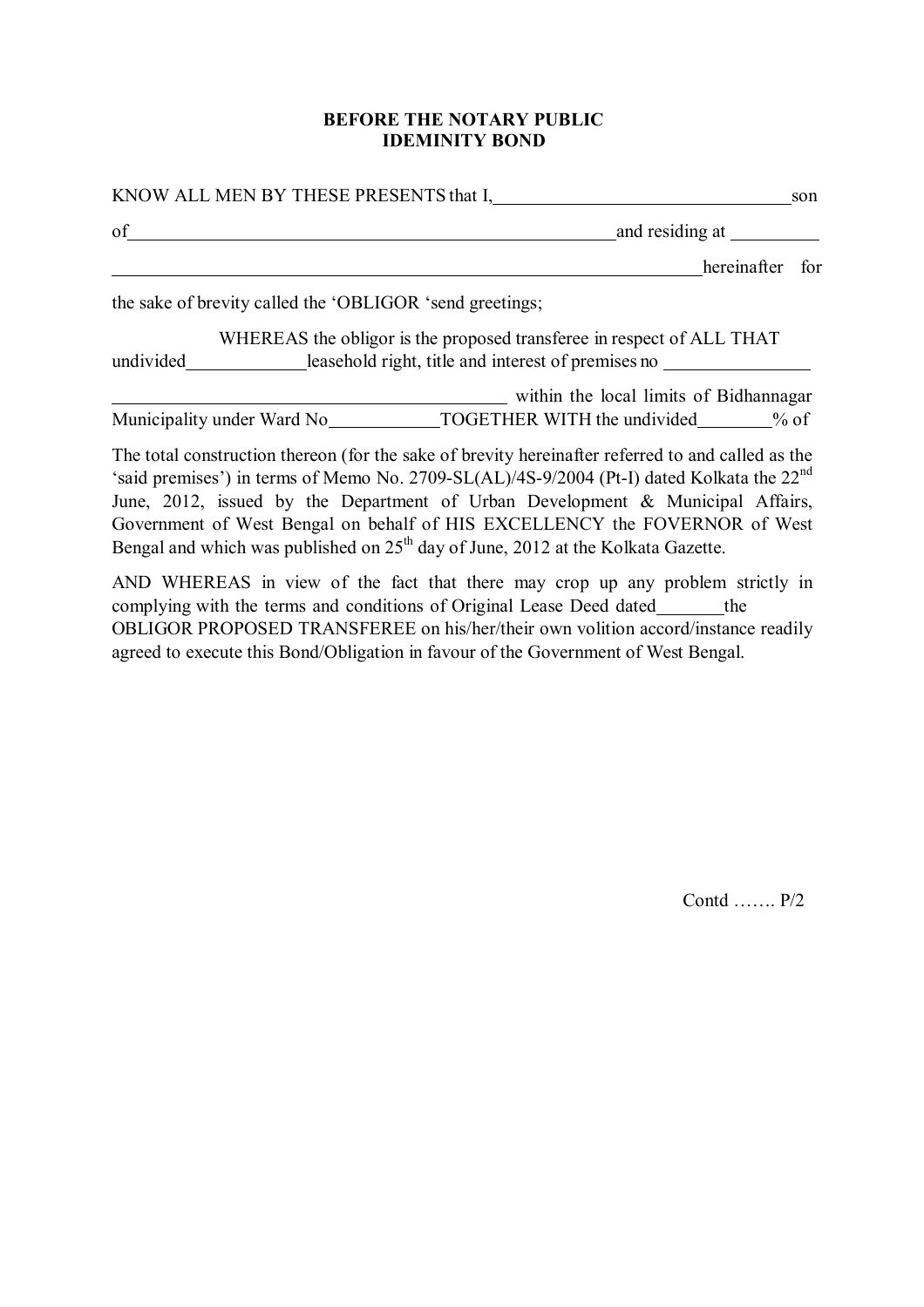**BEFORE THE NOTARY PUBLIC**
**IDEMINITY BOND**

KNOW ALL MEN BY THESE PRESENTS that I,\_\_\_\_\_\_\_\_\_\_\_\_\_\_\_\_\_\_\_\_\_\_\_\_\_\_\_\_\_\_\_\_son of\_\_\_\_\_\_\_\_\_\_\_\_\_\_\_\_\_\_\_\_\_\_\_\_\_\_\_\_\_\_\_\_\_\_\_\_\_\_\_\_\_\_\_\_\_\_\_\_\_\_\_\_and residing at \_\_\_\_\_\_\_\_\_\_ \_\_\_\_\_\_\_\_\_\_\_\_\_\_\_\_\_\_\_\_\_\_\_\_\_\_\_\_\_\_\_\_\_\_\_\_\_\_\_\_\_\_\_\_\_\_\_\_\_\_\_\_\_\_\_\_\_\_\_\_\_\_hereinafter for the sake of brevity called the 'OBLIGOR 'send greetings;

WHEREAS the obligor is the proposed transferee in respect of ALL THAT undivided\_\_\_\_\_\_\_\_\_\_\_\_\_leasehold right, title and interest of premises no \_\_\_\_\_\_\_\_\_\_\_\_\_\_\_\_ \_\_\_\_\_\_\_\_\_\_\_\_\_\_\_\_\_\_\_\_\_\_\_\_\_\_\_\_\_\_\_\_\_\_\_\_\_\_\_\_\_ within the local limits of Bidhannagar Municipality under Ward No\_\_\_\_\_\_\_\_\_\_\_\_TOGETHER WITH the undivided\_\_\_\_\_\_\_\_% of

The total construction thereon (for the sake of brevity hereinafter referred to and called as the 'said premises') in terms of Memo No. 2709-SL(AL)/4S-9/2004 (Pt-I) dated Kolkata the 22nd June, 2012, issued by the Department of Urban Development & Municipal Affairs, Government of West Bengal on behalf of HIS EXCELLENCY the FOVERNOR of West Bengal and which was published on 25th day of June, 2012 at the Kolkata Gazette.

AND WHEREAS in view of the fact that there may crop up any problem strictly in complying with the terms and conditions of Original Lease Deed dated\_\_\_\_\_\_\_the OBLIGOR PROPOSED TRANSFEREE on his/her/their own volition accord/instance readily agreed to execute this Bond/Obligation in favour of the Government of West Bengal.

Contd ……. P/2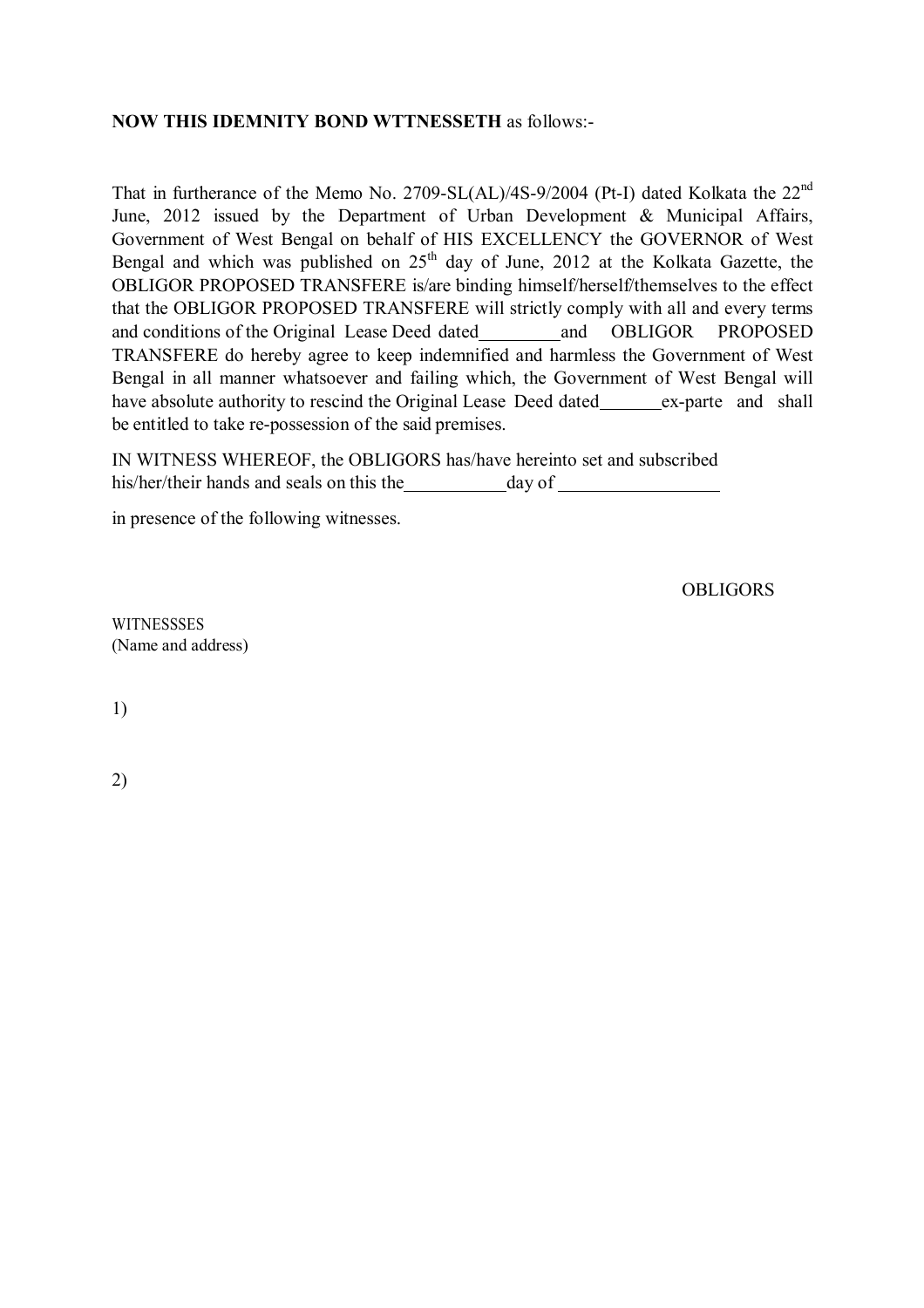**NOW THIS IDEMNITY BOND WTTNESSETH** as follows:-

That in furtherance of the Memo No. 2709-SL(AL)/4S-9/2004 (Pt-I) dated Kolkata the 22nd June, 2012 issued by the Department of Urban Development & Municipal Affairs, Government of West Bengal on behalf of HIS EXCELLENCY the GOVERNOR of West Bengal and which was published on 25th day of June, 2012 at the Kolkata Gazette, the OBLIGOR PROPOSED TRANSFERE is/are binding himself/herself/themselves to the effect that the OBLIGOR PROPOSED TRANSFERE will strictly comply with all and every terms and conditions of the Original Lease Deed dated\_\_\_\_\_\_\_\_\_and OBLIGOR PROPOSED TRANSFERE do hereby agree to keep indemnified and harmless the Government of West Bengal in all manner whatsoever and failing which, the Government of West Bengal will have absolute authority to rescind the Original Lease Deed dated\_\_\_\_\_\_\_ex-parte and shall be entitled to take re-possession of the said premises.

IN WITNESS WHEREOF, the OBLIGORS has/have hereinto set and subscribed his/her/their hands and seals on this the\_\_\_\_\_\_\_\_\_\_\_day of \_\_\_\_\_\_\_\_\_\_\_\_\_\_\_\_\_

in presence of the following witnesses.

OBLIGORS

WITNESSSES
(Name and address)

1)

2)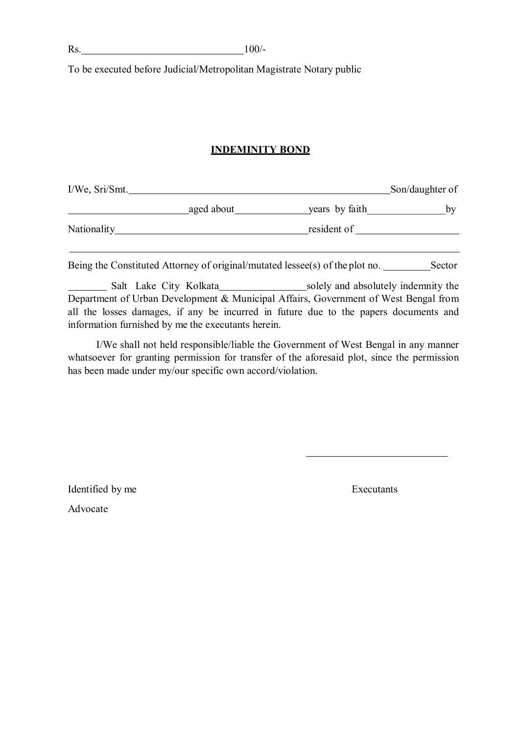Rs.______________________________100/-

To be executed before Judicial/Metropolitan Magistrate Notary public

## INDEMINITY BOND

I/We, Sri/Smt.__________________________________________________Son/daughter of ______________________aged about_____________years by faith______________by Nationality____________________________________resident of ___________________

______________________________________________________________________________

Being the Constituted Attorney of original/mutated lessee(s) of the plot no. ________Sector _______ Salt Lake City Kolkata________________solely and absolutely indemnity the Department of Urban Development & Municipal Affairs, Government of West Bengal from all the losses damages, if any be incurred in future due to the papers documents and information furnished by me the executants herein.

I/We shall not held responsible/liable the Government of West Bengal in any manner whatsoever for granting permission for transfer of the aforesaid plot, since the permission has been made under my/our specific own accord/violation.

___________________________

Identified by me

Advocate

Executants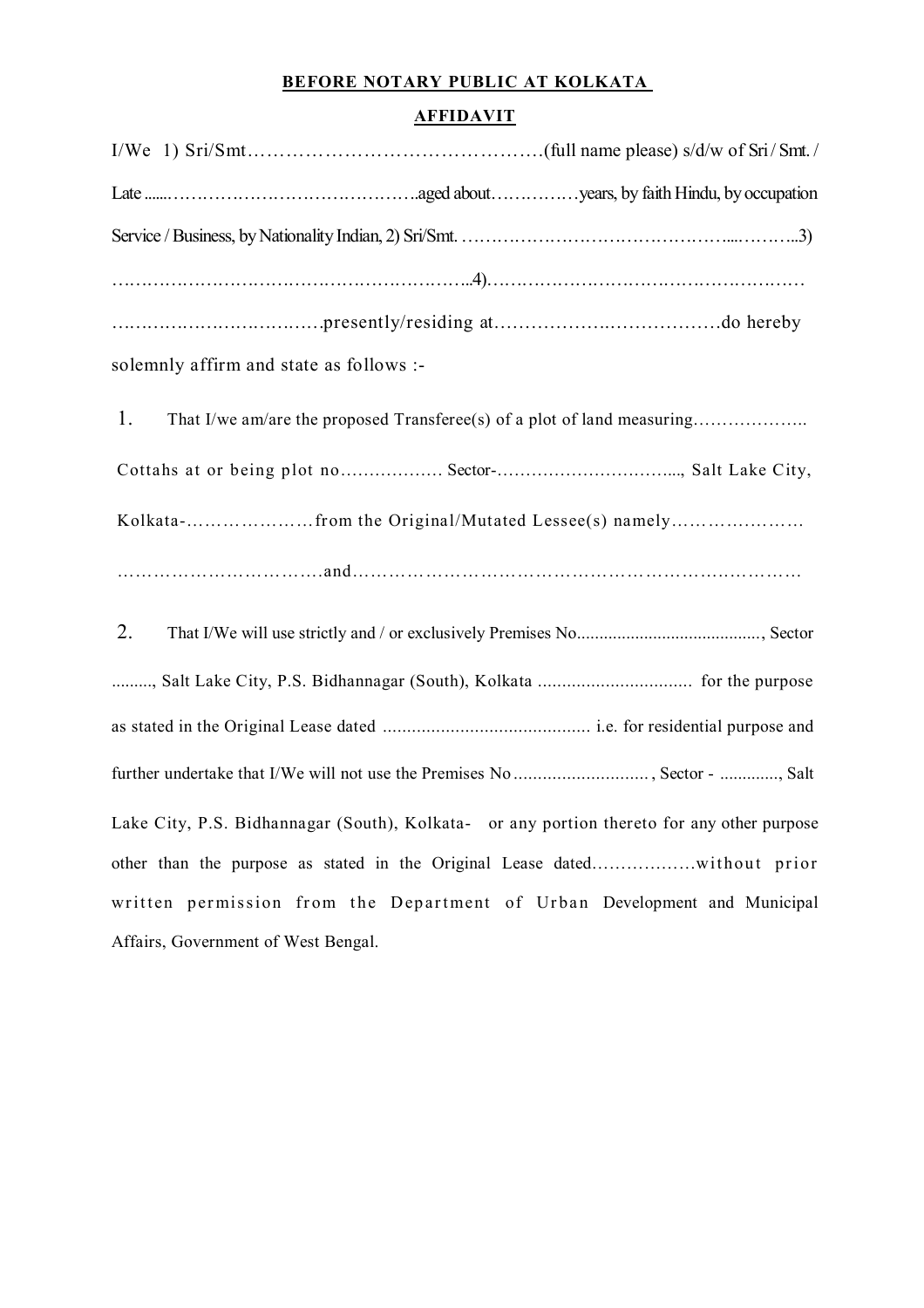**BEFORE NOTARY PUBLIC AT KOLKATA**

**AFFIDAVIT**

I/We 1) Sri/Smt……………………………………….(full name please) s/d/w of Sri / Smt. / Late ......……………………………………..aged about……………years, by faith Hindu, by occupation Service / Business, by Nationality Indian, 2) Sri/Smt. ……………………………………....………..3) ……………………………………………………...4)……………………………………………… ………………………………presently/residing at……………….………………do hereby solemnly affirm and state as follows :-

1. That I/we am/are the proposed Transferee(s) of a plot of land measuring……………….. Cottahs at or being plot no……………… Sector-…………………………..., Salt Lake City, Kolkata-…………………from the Original/Mutated Lessee(s) namely…………………… ……………………………and……………………………………………………………………

2. That I/We will use strictly and / or exclusively Premises No........................................, Sector ........., Salt Lake City, P.S. Bidhannagar (South), Kolkata ................................ for the purpose as stated in the Original Lease dated ........................................... i.e. for residential purpose and further undertake that I/We will not use the Premises No ............................ , Sector - ............., Salt Lake City, P.S. Bidhannagar (South), Kolkata- or any portion thereto for any other purpose other than the purpose as stated in the Original Lease dated………………without prior written permission from the Department of Urban Development and Municipal Affairs, Government of West Bengal.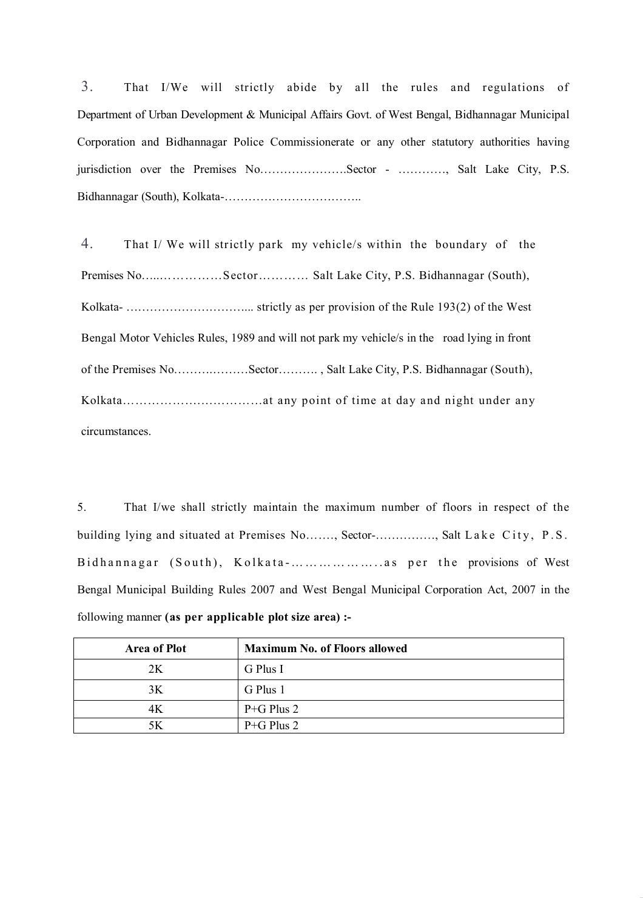3. That I/We will strictly abide by all the rules and regulations of Department of Urban Development & Municipal Affairs Govt. of West Bengal, Bidhannagar Municipal Corporation and Bidhannagar Police Commissionerate or any other statutory authorities having jurisdiction over the Premises No………………….Sector - …………, Salt Lake City, P.S. Bidhannagar (South), Kolkata-……………………………..

4. That I/ We will strictly park my vehicle/s within the boundary of the Premises No…...……………Sector………… Salt Lake City, P.S. Bidhannagar (South), Kolkata- …………………………... strictly as per provision of the Rule 193(2) of the West Bengal Motor Vehicles Rules, 1989 and will not park my vehicle/s in the road lying in front of the Premises No……….………Sector………. , Salt Lake City, P.S. Bidhannagar (South), Kolkata……………………………at any point of time at day and night under any circumstances.

5. That I/we shall strictly maintain the maximum number of floors in respect of the building lying and situated at Premises No……., Sector-……………, Salt Lake City, P.S. Bidhannagar (South), Kolkata-………………..as per the provisions of West Bengal Municipal Building Rules 2007 and West Bengal Municipal Corporation Act, 2007 in the following manner **(as per applicable plot size area) :-**

| Area of Plot | Maximum No. of Floors allowed |
|---|---|
| 2K | G Plus I |
| 3K | G Plus 1 |
| 4K | P+G Plus 2 |
| 5K | P+G Plus 2 |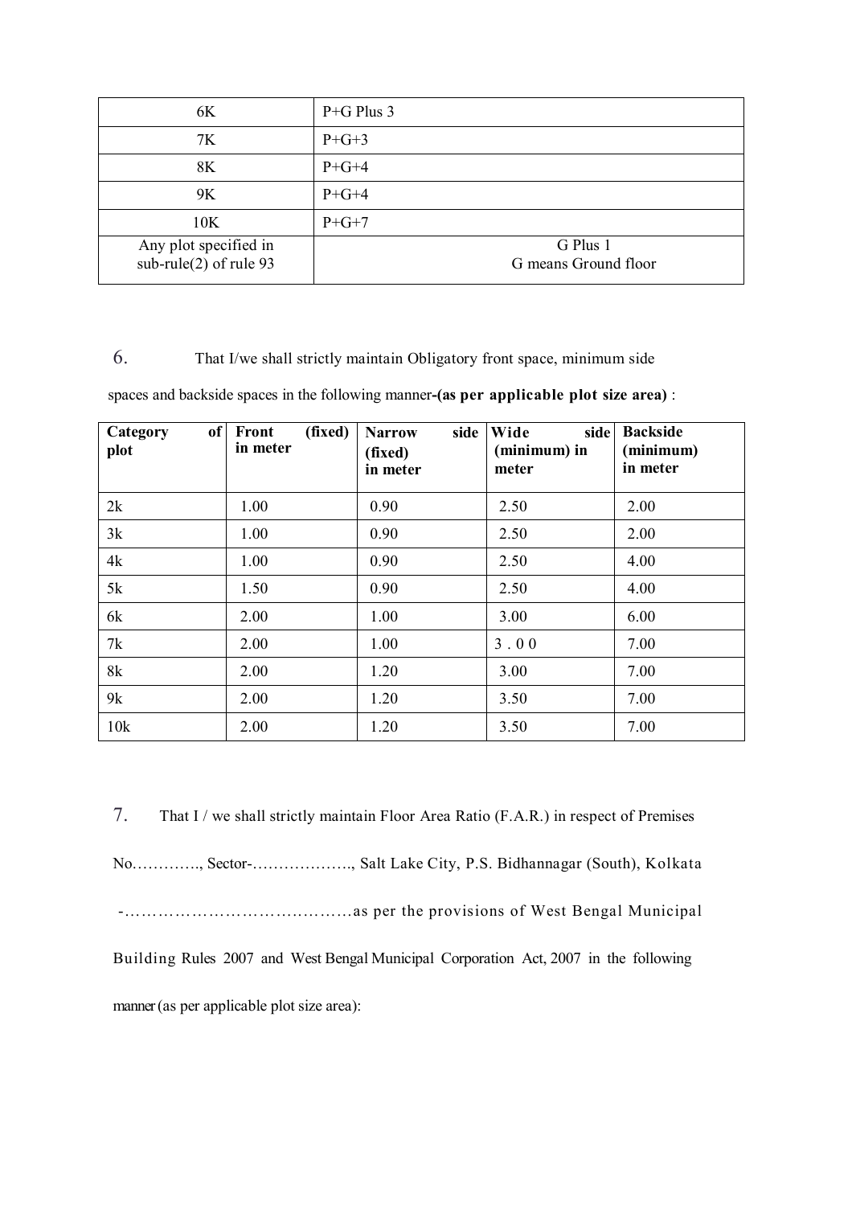| 6K | P+G Plus 3 |
|---|---|
| 7K | P+G+3 |
| 8K | P+G+4 |
| 9K | P+G+4 |
| 10K | P+G+7 |
| Any plot specified in sub-rule(2) of rule 93 | G Plus 1<br>G means Ground floor |

6. That I/we shall strictly maintain Obligatory front space, minimum side spaces and backside spaces in the following manner**-(as per applicable plot size area)** :

| Category of plot | Front (fixed) in meter | Narrow side (fixed) in meter | Wide side (minimum) in meter | Backside (minimum) in meter |
|---|---|---|---|---|
| 2k | 1.00 | 0.90 | 2.50 | 2.00 |
| 3k | 1.00 | 0.90 | 2.50 | 2.00 |
| 4k | 1.00 | 0.90 | 2.50 | 4.00 |
| 5k | 1.50 | 0.90 | 2.50 | 4.00 |
| 6k | 2.00 | 1.00 | 3.00 | 6.00 |
| 7k | 2.00 | 1.00 | 3.00 | 7.00 |
| 8k | 2.00 | 1.20 | 3.00 | 7.00 |
| 9k | 2.00 | 1.20 | 3.50 | 7.00 |
| 10k | 2.00 | 1.20 | 3.50 | 7.00 |

7. That I / we shall strictly maintain Floor Area Ratio (F.A.R.) in respect of Premises No…………., Sector-………………., Salt Lake City, P.S. Bidhannagar (South), Kolkata -……………………………………as per the provisions of West Bengal Municipal Building Rules 2007 and West Bengal Municipal Corporation Act, 2007 in the following manner (as per applicable plot size area):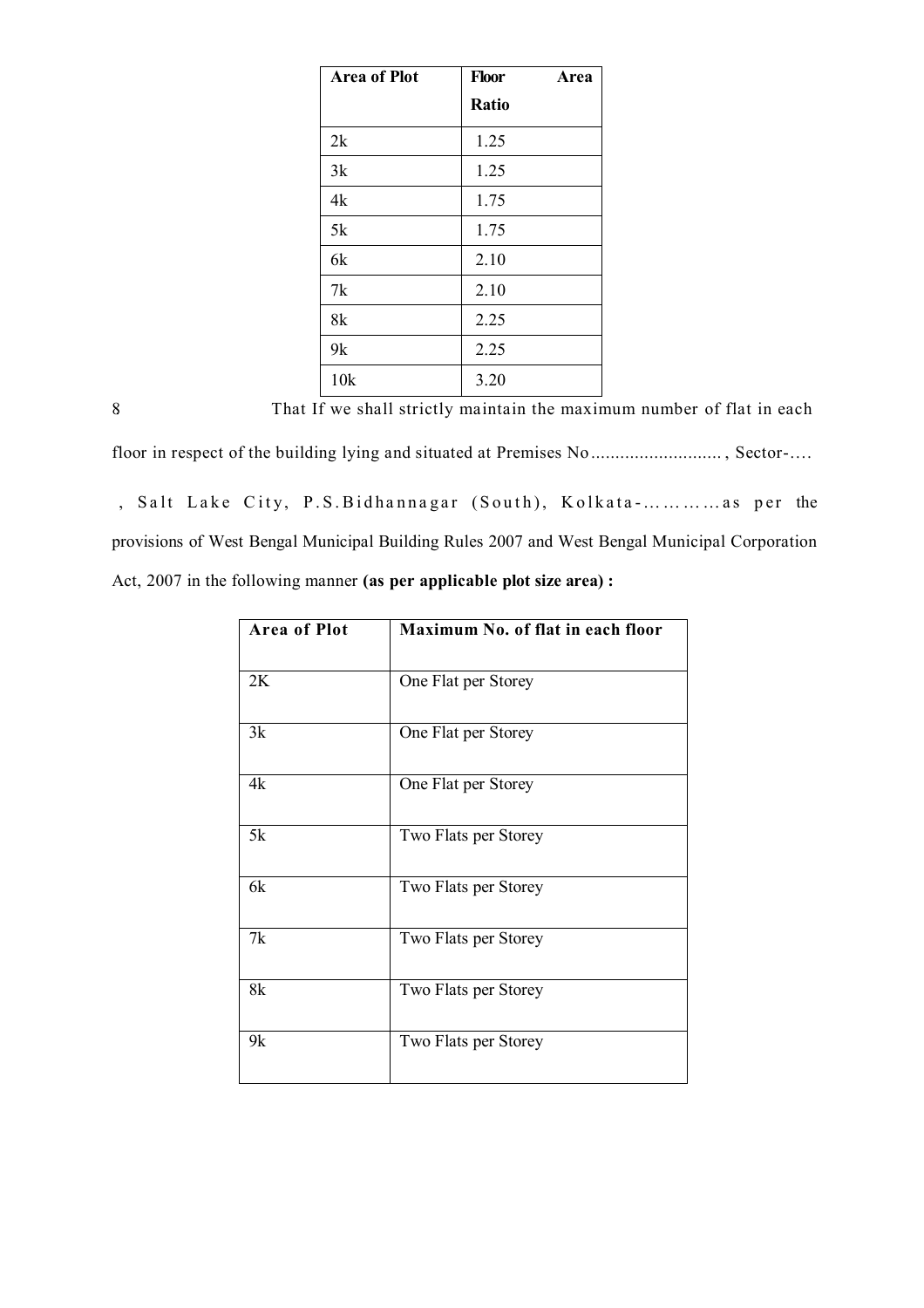| Area of Plot | Floor Area Ratio |
|---|---|
| 2k | 1.25 |
| 3k | 1.25 |
| 4k | 1.75 |
| 5k | 1.75 |
| 6k | 2.10 |
| 7k | 2.10 |
| 8k | 2.25 |
| 9k | 2.25 |
| 10k | 3.20 |

8 That If we shall strictly maintain the maximum number of flat in each floor in respect of the building lying and situated at Premises No........................... , Sector-…. , Salt Lake City, P.S.Bidhannagar (South), Kolkata-…………as per the provisions of West Bengal Municipal Building Rules 2007 and West Bengal Municipal Corporation Act, 2007 in the following manner **(as per applicable plot size area) :**

| Area of Plot | Maximum No. of flat in each floor |
|---|---|
| 2K | One Flat per Storey |
| 3k | One Flat per Storey |
| 4k | One Flat per Storey |
| 5k | Two Flats per Storey |
| 6k | Two Flats per Storey |
| 7k | Two Flats per Storey |
| 8k | Two Flats per Storey |
| 9k | Two Flats per Storey |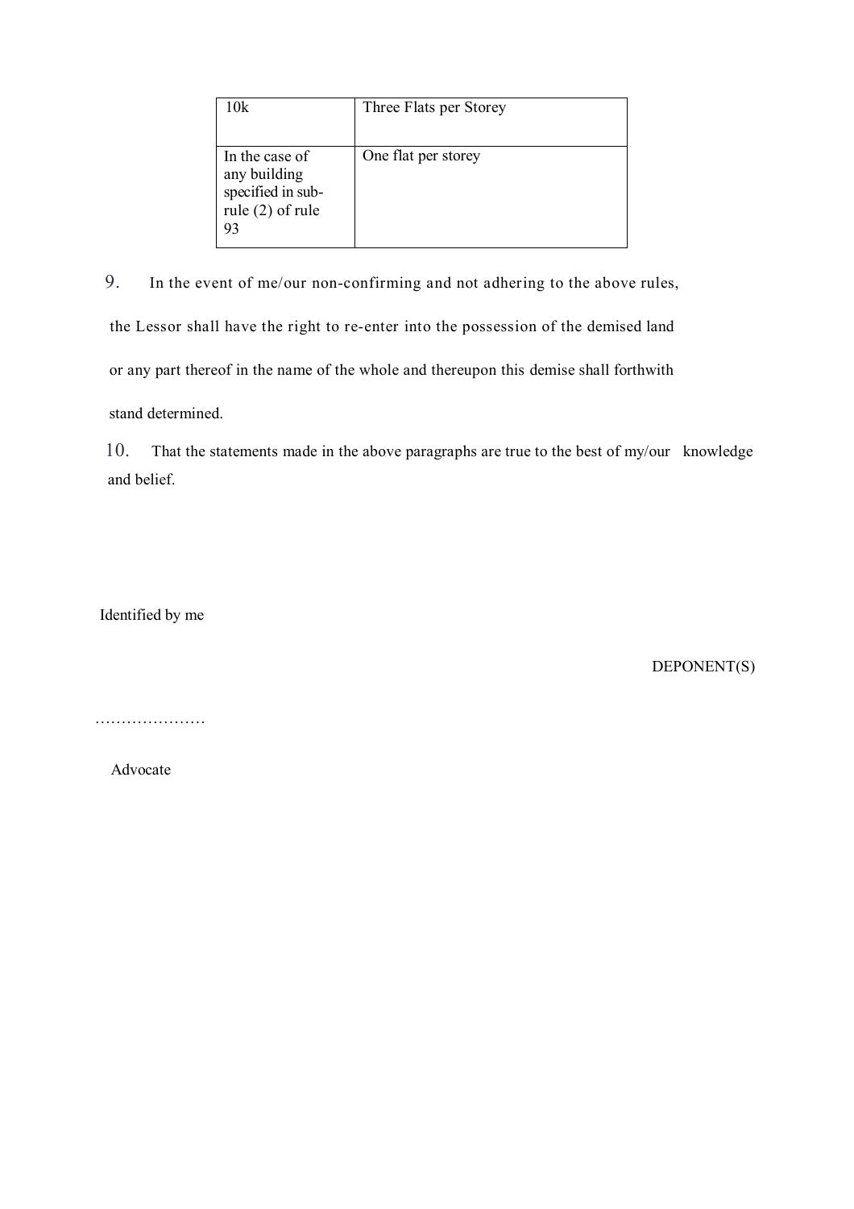| | |
|---|---|
| 10k | Three Flats per Storey |
| In the case of any building specified in sub-rule (2) of rule 93 | One flat per storey |

9. In the event of me/our non-confirming and not adhering to the above rules, the Lessor shall have the right to re-enter into the possession of the demised land or any part thereof in the name of the whole and thereupon this demise shall forthwith stand determined.

10. That the statements made in the above paragraphs are true to the best of my/our knowledge and belief.

Identified by me

DEPONENT(S)

…………………

Advocate